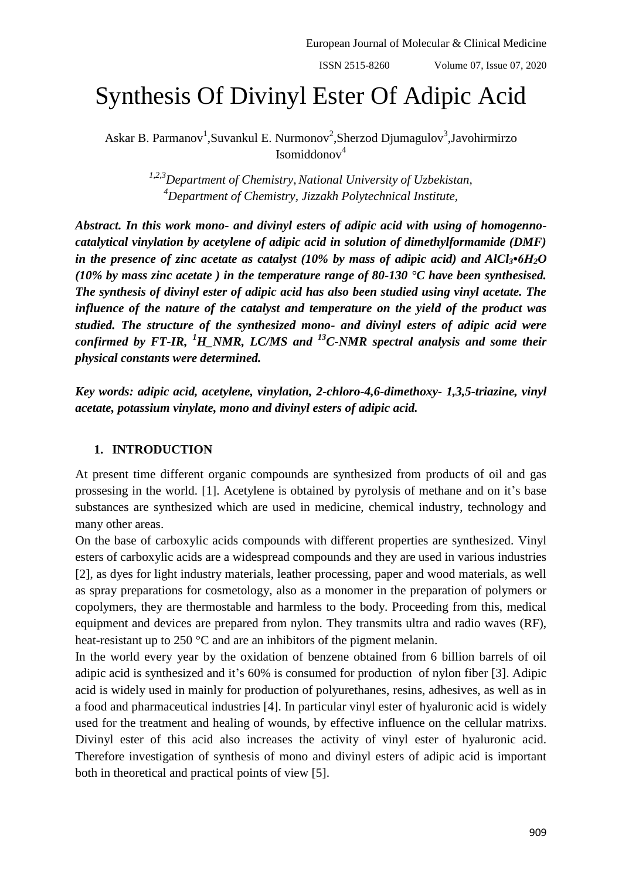# Synthesis Of Divinyl Ester Of Adipic Acid

Askar B. Parmanov[1], Suvankul E. Nurmonov[2], Sherzod Djumagulov[3], Javohirmirzo Isomiddonov[4]

[1,2,3]*Department of Chemistry, National University of Uzbekistan,*
[4]*Department of Chemistry, Jizzakh Polytechnical Institute,*

***Abstract. In this work mono- and divinyl esters of adipic acid with using of homogenno-catalytical vinylation by acetylene of adipic acid in solution of dimethylformamide (DMF) in the presence of zinc acetate as catalyst (10% by mass of adipic acid) and $AlCl_3 \bullet 6H_2O$ (10% by mass zinc acetate ) in the temperature range of 80-130 °C have been synthesised. The synthesis of divinyl ester of adipic acid has also been studied using vinyl acetate. The influence of the nature of the catalyst and temperature on the yield of the product was studied. The structure of the synthesized mono- and divinyl esters of adipic acid were confirmed by FT-IR, $^1H$_NMR, LC/MS and $^{13}C$-NMR spectral analysis and some their physical constants were determined.***

***Key words: adipic acid, acetylene, vinylation, 2-chloro-4,6-dimethoxy- 1,3,5-triazine, vinyl acetate, potassium vinylate, mono and divinyl esters of adipic acid.***

## 1. INTRODUCTION

At present time different organic compounds are synthesized from products of oil and gas prossesing in the world. [1]. Acetylene is obtained by pyrolysis of methane and on it's base substances are synthesized which are used in medicine, chemical industry, technology and many other areas.

On the base of carboxylic acids compounds with different properties are synthesized. Vinyl esters of carboxylic acids are a widespread compounds and they are used in various industries [2], as dyes for light industry materials, leather processing, paper and wood materials, as well as spray preparations for cosmetology, also as a monomer in the preparation of polymers or copolymers, they are thermostable and harmless to the body. Proceeding from this, medical equipment and devices are prepared from nylon. They transmits ultra and radio waves (RF), heat-resistant up to 250 °C and are an inhibitors of the pigment melanin.

In the world every year by the oxidation of benzene obtained from 6 billion barrels of oil adipic acid is synthesized and it's 60% is consumed for production of nylon fiber [3]. Adipic acid is widely used in mainly for production of polyurethanes, resins, adhesives, as well as in a food and pharmaceutical industries [4]. In particular vinyl ester of hyaluronic acid is widely used for the treatment and healing of wounds, by effective influence on the cellular matrixs. Divinyl ester of this acid also increases the activity of vinyl ester of hyaluronic acid. Therefore investigation of synthesis of mono and divinyl esters of adipic acid is important both in theoretical and practical points of view [5].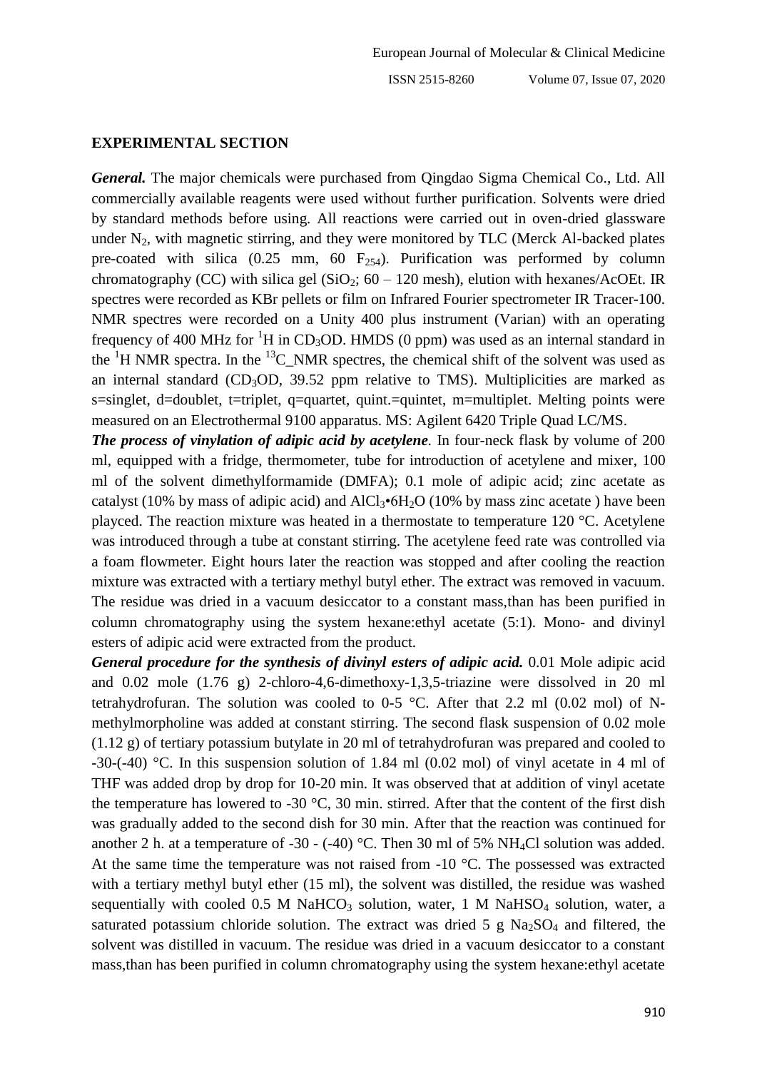## EXPERIMENTAL SECTION

***General.*** The major chemicals were purchased from Qingdao Sigma Chemical Co., Ltd. All commercially available reagents were used without further purification. Solvents were dried by standard methods before using. All reactions were carried out in oven-dried glassware under $N_2$, with magnetic stirring, and they were monitored by TLC (Merck Al-backed plates pre-coated with silica (0.25 mm, 60 $F_{254}$). Purification was performed by column chromatography (CC) with silica gel ($SiO_2$; 60 – 120 mesh), elution with hexanes/AcOEt. IR spectres were recorded as KBr pellets or film on Infrared Fourier spectrometer IR Tracer-100. NMR spectres were recorded on a Unity 400 plus instrument (Varian) with an operating frequency of 400 MHz for $^1H$ in $CD_3OD$. HMDS (0 ppm) was used as an internal standard in the $^1H$ NMR spectra. In the $^{13}C$_NMR spectres, the chemical shift of the solvent was used as an internal standard ($CD_3OD$, 39.52 ppm relative to TMS). Multiplicities are marked as s=singlet, d=doublet, t=triplet, q=quartet, quint.=quintet, m=multiplet. Melting points were measured on an Electrothermal 9100 apparatus. MS: Agilent 6420 Triple Quad LC/MS.

***The process of vinylation of adipic acid by acetylene.*** In four-neck flask by volume of 200 ml, equipped with a fridge, thermometer, tube for introduction of acetylene and mixer, 100 ml of the solvent dimethylformamide (DMFA); 0.1 mole of adipic acid; zinc acetate as catalyst (10% by mass of adipic acid) and $AlCl_3 \bullet 6H_2O$ (10% by mass zinc acetate ) have been playced. The reaction mixture was heated in a thermostate to temperature 120 °C. Acetylene was introduced through a tube at constant stirring. The acetylene feed rate was controlled via a foam flowmeter. Eight hours later the reaction was stopped and after cooling the reaction mixture was extracted with a tertiary methyl butyl ether. The extract was removed in vacuum. The residue was dried in a vacuum desiccator to a constant mass,than has been purified in column chromatography using the system hexane:ethyl acetate (5:1). Mono- and divinyl esters of adipic acid were extracted from the product.

***General procedure for the synthesis of divinyl esters of adipic acid.*** 0.01 Mole adipic acid and 0.02 mole (1.76 g) 2-chloro-4,6-dimethoxy-1,3,5-triazine were dissolved in 20 ml tetrahydrofuran. The solution was cooled to 0-5 °C. After that 2.2 ml (0.02 mol) of N-methylmorpholine was added at constant stirring. The second flask suspension of 0.02 mole (1.12 g) of tertiary potassium butylate in 20 ml of tetrahydrofuran was prepared and cooled to -30-(-40) °C. In this suspension solution of 1.84 ml (0.02 mol) of vinyl acetate in 4 ml of THF was added drop by drop for 10-20 min. It was observed that at addition of vinyl acetate the temperature has lowered to -30 °C, 30 min. stirred. After that the content of the first dish was gradually added to the second dish for 30 min. After that the reaction was continued for another 2 h. at a temperature of -30 - (-40) °C. Then 30 ml of 5% $NH_4Cl$ solution was added. At the same time the temperature was not raised from -10 °C. The possessed was extracted with a tertiary methyl butyl ether (15 ml), the solvent was distilled, the residue was washed sequentially with cooled 0.5 M $NaHCO_3$ solution, water, 1 M $NaHSO_4$ solution, water, a saturated potassium chloride solution. The extract was dried 5 g $Na_2SO_4$ and filtered, the solvent was distilled in vacuum. The residue was dried in a vacuum desiccator to a constant mass,than has been purified in column chromatography using the system hexane:ethyl acetate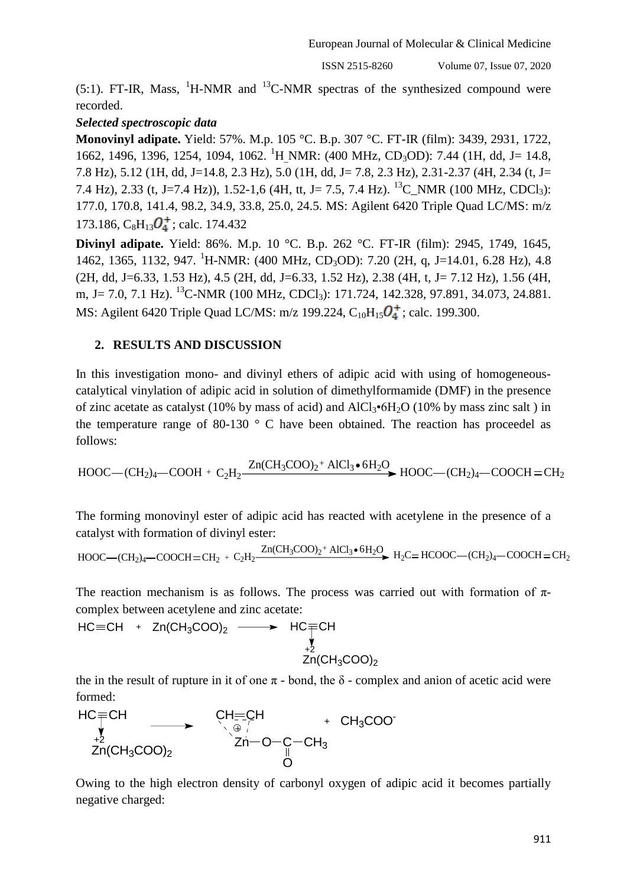(5:1). FT-IR, Mass, $^1$H-NMR and $^{13}$C-NMR spectras of the synthesized compound were recorded.

***Selected spectroscopic data***

**Monovinyl adipate.** Yield: 57%. M.p. 105 °C. B.p. 307 °C. FT-IR (film): 3439, 2931, 1722, 1662, 1496, 1396, 1254, 1094, 1062. $^1$H_NMR: (400 MHz, $CD_3OD$): 7.44 (1H, dd, J= 14.8, 7.8 Hz), 5.12 (1H, dd, J=14.8, 2.3 Hz), 5.0 (1H, dd, J= 7.8, 2.3 Hz), 2.31-2.37 (4H, 2.34 (t, J= 7.4 Hz), 2.33 (t, J=7.4 Hz)), 1.52-1,6 (4H, tt, J= 7.5, 7.4 Hz). $^{13}$C_NMR (100 MHz, $CDCl_3$): 177.0, 170.8, 141.4, 98.2, 34.9, 33.8, 25.0, 24.5. MS: Agilent 6420 Triple Quad LC/MS: m/z 173.186, $C_8H_{13}O_4^+$; calc. 174.432

**Divinyl adipate.** Yield: 86%. M.p. 10 °C. B.p. 262 °C. FT-IR (film): 2945, 1749, 1645, 1462, 1365, 1132, 947. $^1$H-NMR: (400 MHz, $CD_3OD$): 7.20 (2H, q, J=14.01, 6.28 Hz), 4.8 (2H, dd, J=6.33, 1.53 Hz), 4.5 (2H, dd, J=6.33, 1.52 Hz), 2.38 (4H, t, J= 7.12 Hz), 1.56 (4H, m, J= 7.0, 7.1 Hz). $^{13}$C-NMR (100 MHz, $CDCl_3$): 171.724, 142.328, 97.891, 34.073, 24.881. MS: Agilent 6420 Triple Quad LC/MS: m/z 199.224, $C_{10}H_{15}O_4^+$; calc. 199.300.

## 2. RESULTS AND DISCUSSION

In this investigation mono- and divinyl ethers of adipic acid with using of homogeneous-catalytical vinylation of adipic acid in solution of dimethylformamide (DMF) in the presence of zinc acetate as catalyst (10% by mass of acid) and $AlCl_3 \cdot 6H_2O$ (10% by mass zinc salt ) in the temperature range of 80-130 ° C have been obtained. The reaction has proceedel as follows:

$$HOOC-(CH_2)_4-COOH + C_2H_2 \xrightarrow{Zn(CH_3COO)_2 + AlCl_3 \bullet 6H_2O} HOOC-(CH_2)_4-COOCH=CH_2$$

The forming monovinyl ester of adipic acid has reacted with acetylene in the presence of a catalyst with formation of divinyl ester:

$$HOOC-(CH_2)_4-COOCH=CH_2 + C_2H_2 \xrightarrow{Zn(CH_3COO)_2 + AlCl_3 \bullet 6H_2O} H_2C=HCOOC-(CH_2)_4-COOCH=CH_2$$

The reaction mechanism is as follows. The process was carried out with formation of π-complex between acetylene and zinc acetate:

$$HC\equiv CH + Zn(CH_3COO)_2 \longrightarrow \underset{\overset{+2}{Zn}(CH_3COO)_2}{\overset{HC\equiv CH}{\downarrow}}$$

the in the result of rupture in it of one π - bond, the δ - complex and anion of acetic acid were formed:

$$\underset{\overset{+2}{Zn}(CH_3COO)_2}{\overset{HC\equiv CH}{\downarrow}} \longrightarrow \underset{Zn-O-\underset{\underset{O}{\|}}{C}-CH_3}{\overset{CH=CH}{\oplus}} + CH_3COO^-$$

Owing to the high electron density of carbonyl oxygen of adipic acid it becomes partially negative charged: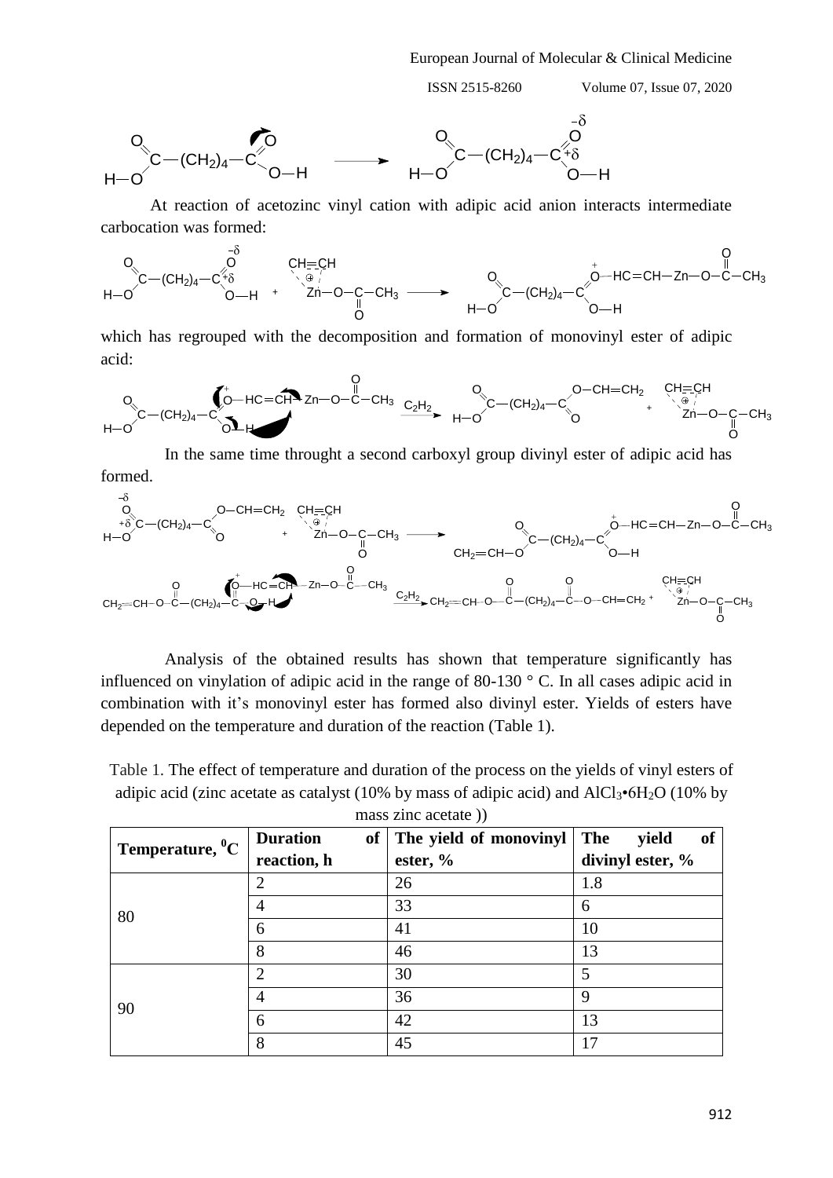At reaction of acetozinc vinyl cation with adipic acid anion interacts intermediate carbocation was formed:

which has regrouped with the decomposition and formation of monovinyl ester of adipic acid:

In the same time throught a second carboxyl group divinyl ester of adipic acid has formed.

Analysis of the obtained results has shown that temperature significantly has influenced on vinylation of adipic acid in the range of 80-130 ° C. In all cases adipic acid in combination with it's monovinyl ester has formed also divinyl ester. Yields of esters have depended on the temperature and duration of the reaction (Table 1).

Table 1. The effect of temperature and duration of the process on the yields of vinyl esters of adipic acid (zinc acetate as catalyst (10% by mass of adipic acid) and $AlCl_3 \cdot 6H_2O$ (10% by mass zinc acetate ))

| Temperature, $^0$C | Duration of reaction, h | The yield of monovinyl ester, % | The yield of divinyl ester, % |
|---|---|---|---|
| 80 | 2 | 26 | 1.8 |
| | 4 | 33 | 6 |
| | 6 | 41 | 10 |
| | 8 | 46 | 13 |
| 90 | 2 | 30 | 5 |
| | 4 | 36 | 9 |
| | 6 | 42 | 13 |
| | 8 | 45 | 17 |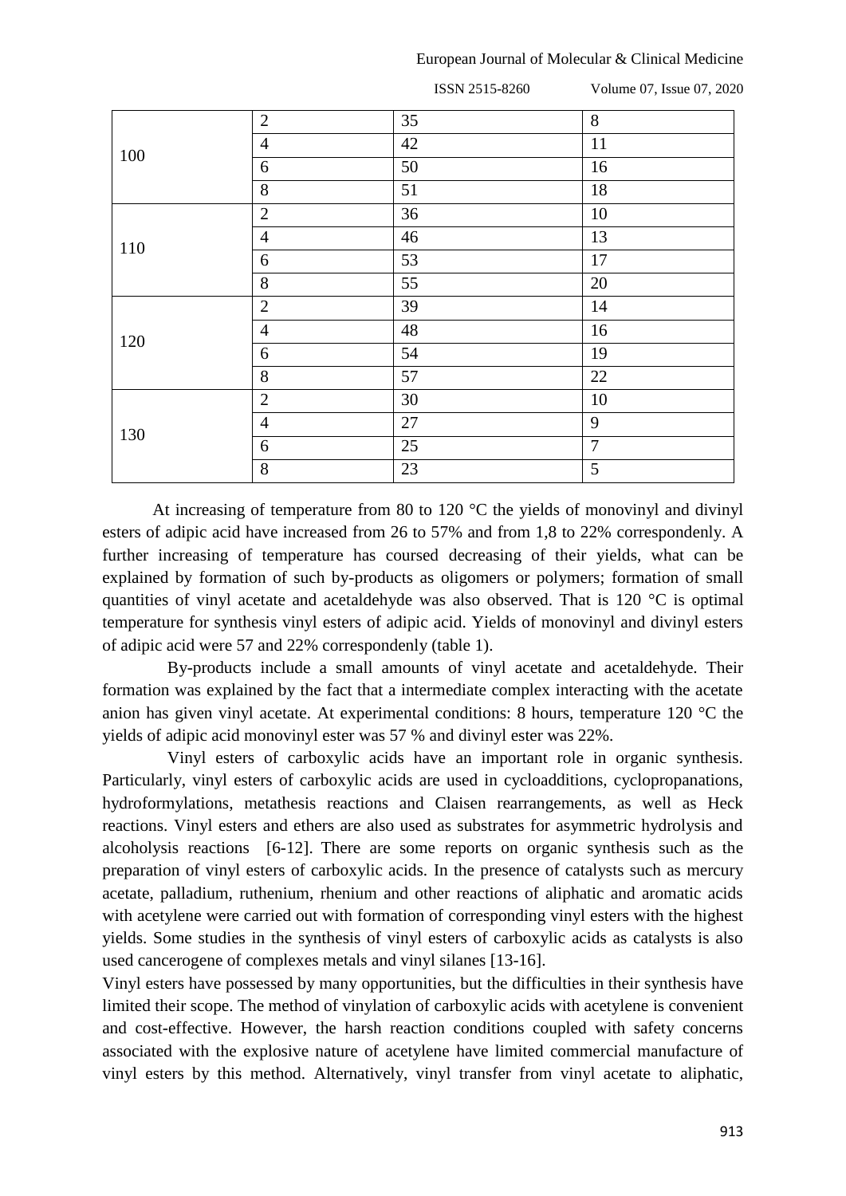| | | | |
|---|---|---|---|
| 100 | 2 | 35 | 8 |
| | 4 | 42 | 11 |
| | 6 | 50 | 16 |
| | 8 | 51 | 18 |
| 110 | 2 | 36 | 10 |
| | 4 | 46 | 13 |
| | 6 | 53 | 17 |
| | 8 | 55 | 20 |
| 120 | 2 | 39 | 14 |
| | 4 | 48 | 16 |
| | 6 | 54 | 19 |
| | 8 | 57 | 22 |
| 130 | 2 | 30 | 10 |
| | 4 | 27 | 9 |
| | 6 | 25 | 7 |
| | 8 | 23 | 5 |

At increasing of temperature from 80 to 120 °C the yields of monovinyl and divinyl esters of adipic acid have increased from 26 to 57% and from 1,8 to 22% correspondenly. A further increasing of temperature has coursed decreasing of their yields, what can be explained by formation of such by-products as oligomers or polymers; formation of small quantities of vinyl acetate and acetaldehyde was also observed. That is 120 °C is optimal temperature for synthesis vinyl esters of adipic acid. Yields of monovinyl and divinyl esters of adipic acid were 57 and 22% correspondenly (table 1).

By-products include a small amounts of vinyl acetate and acetaldehyde. Their formation was explained by the fact that a intermediate complex interacting with the acetate anion has given vinyl acetate. At experimental conditions: 8 hours, temperature 120 °C the yields of adipic acid monovinyl ester was 57 % and divinyl ester was 22%.

Vinyl esters of carboxylic acids have an important role in organic synthesis. Particularly, vinyl esters of carboxylic acids are used in cycloadditions, cyclopropanations, hydroformylations, metathesis reactions and Claisen rearrangements, as well as Heck reactions. Vinyl esters and ethers are also used as substrates for asymmetric hydrolysis and alcoholysis reactions [6-12]. There are some reports on organic synthesis such as the preparation of vinyl esters of carboxylic acids. In the presence of catalysts such as mercury acetate, palladium, ruthenium, rhenium and other reactions of aliphatic and aromatic acids with acetylene were carried out with formation of corresponding vinyl esters with the highest yields. Some studies in the synthesis of vinyl esters of carboxylic acids as catalysts is also used cancerogene of complexes metals and vinyl silanes [13-16].

Vinyl esters have possessed by many opportunities, but the difficulties in their synthesis have limited their scope. The method of vinylation of carboxylic acids with acetylene is convenient and cost-effective. However, the harsh reaction conditions coupled with safety concerns associated with the explosive nature of acetylene have limited commercial manufacture of vinyl esters by this method. Alternatively, vinyl transfer from vinyl acetate to aliphatic,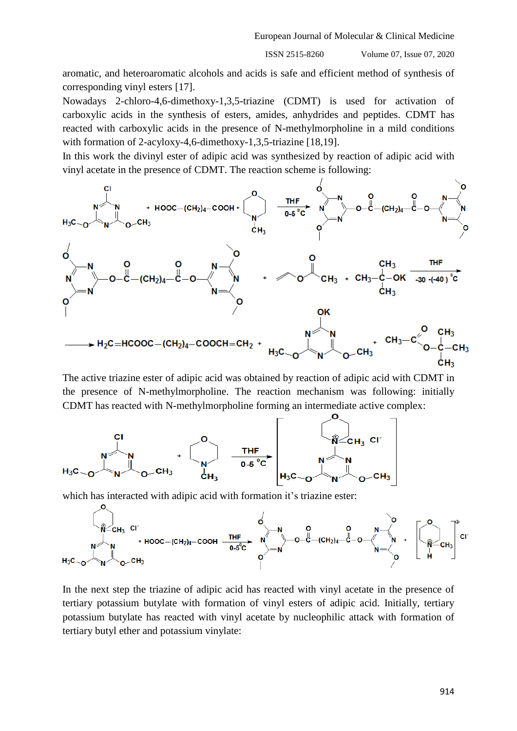aromatic, and heteroaromatic alcohols and acids is safe and efficient method of synthesis of corresponding vinyl esters [17].

Nowadays 2-chloro-4,6-dimethoxy-1,3,5-triazine (CDMT) is used for activation of carboxylic acids in the synthesis of esters, amides, anhydrides and peptides. CDMT has reacted with carboxylic acids in the presence of N-methylmorpholine in a mild conditions with formation of 2-acyloxy-4,6-dimethoxy-1,3,5-triazine [18,19].

In this work the divinyl ester of adipic acid was synthesized by reaction of adipic acid with vinyl acetate in the presence of CDMT. The reaction scheme is following:

The active triazine ester of adipic acid was obtained by reaction of adipic acid with CDMT in the presence of N-methylmorpholine. The reaction mechanism was following: initially CDMT has reacted with N-methylmorpholine forming an intermediate active complex:

which has interacted with adipic acid with formation it's triazine ester:

In the next step the triazine of adipic acid has reacted with vinyl acetate in the presence of tertiary potassium butylate with formation of vinyl esters of adipic acid. Initially, tertiary potassium butylate has reacted with vinyl acetate by nucleophilic attack with formation of tertiary butyl ether and potassium vinylate: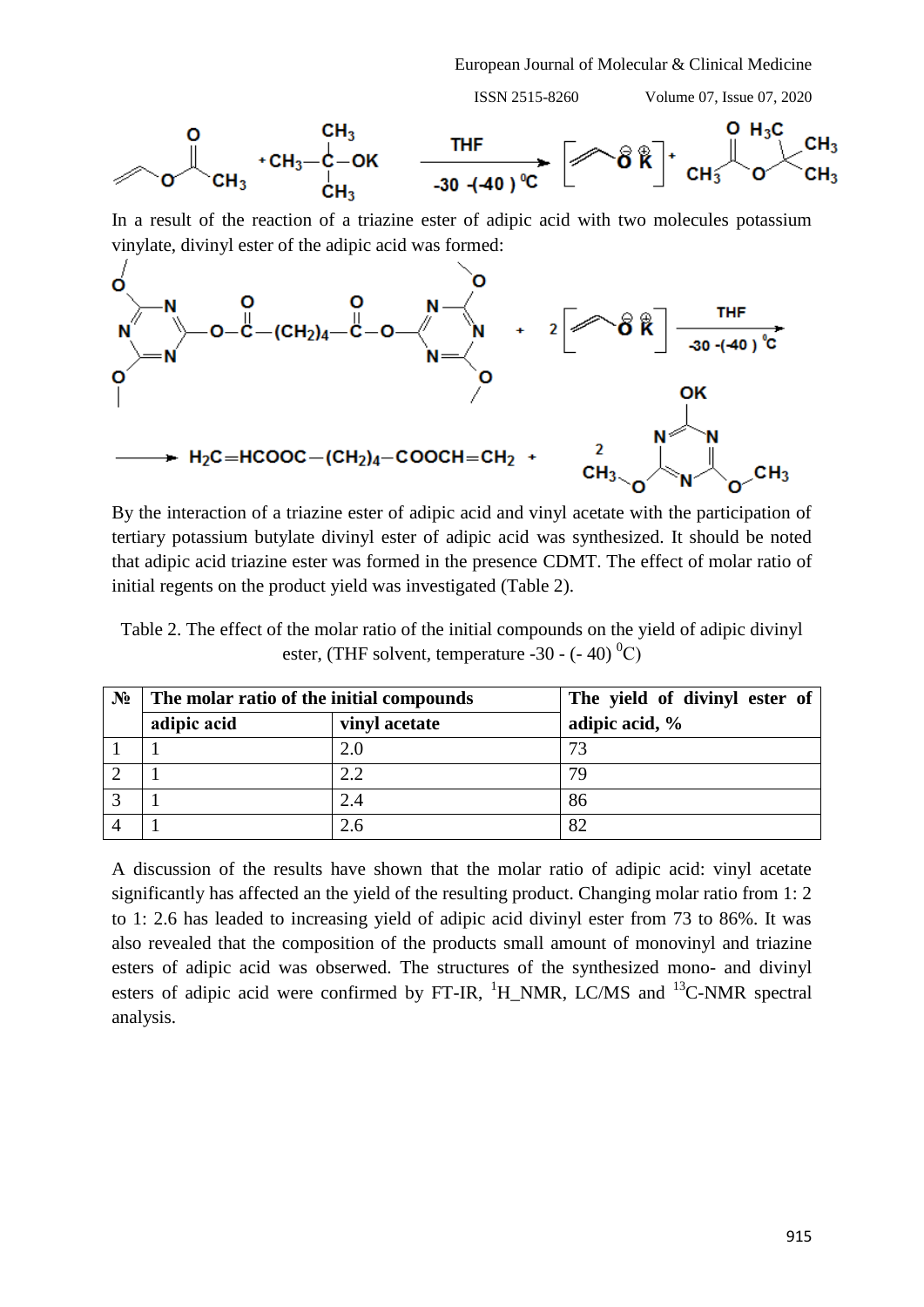$$CH_2=CH-O-C(=O)-CH_3 + CH_3-C(CH_3)_2-OK \xrightarrow[-30\ -(-40)\ ^0C]{THF} \left[CH_2=CH-\overset{\ominus}{O}\ \overset{\oplus}{K}\right] + CH_3-C(=O)-O-C(CH_3)_3$$

In a result of the reaction of a triazine ester of adipic acid with two molecules potassium vinylate, divinyl ester of the adipic acid was formed:

$$\text{(triazine ester of adipic acid)} + 2\left[CH_2=CH-\overset{\ominus}{O}\ \overset{\oplus}{K}\right] \xrightarrow[-30\ -(-40)\ ^0C]{THF}$$

$$\longrightarrow H_2C=HCOOC-(CH_2)_4-COOCH=CH_2 + 2\ \text{(2-OK-4,6-dimethoxy-1,3,5-triazine)}$$

By the interaction of a triazine ester of adipic acid and vinyl acetate with the participation of tertiary potassium butylate divinyl ester of adipic acid was synthesized. It should be noted that adipic acid triazine ester was formed in the presence CDMT. The effect of molar ratio of initial regents on the product yield was investigated (Table 2).

Table 2. The effect of the molar ratio of the initial compounds on the yield of adipic divinyl ester, (THF solvent, temperature -30 - (- 40) $^0$C)

| № | The molar ratio of the initial compounds | | The yield of divinyl ester of |
|---|---|---|---|
| | adipic acid | vinyl acetate | adipic acid, % |
| 1 | 1 | 2.0 | 73 |
| 2 | 1 | 2.2 | 79 |
| 3 | 1 | 2.4 | 86 |
| 4 | 1 | 2.6 | 82 |

A discussion of the results have shown that the molar ratio of adipic acid: vinyl acetate significantly has affected an the yield of the resulting product. Changing molar ratio from 1: 2 to 1: 2.6 has leaded to increasing yield of adipic acid divinyl ester from 73 to 86%. It was also revealed that the composition of the products small amount of monovinyl and triazine esters of adipic acid was obserwed. The structures of the synthesized mono- and divinyl esters of adipic acid were confirmed by FT-IR, $^1$H_NMR, LC/MS and $^{13}$C-NMR spectral analysis.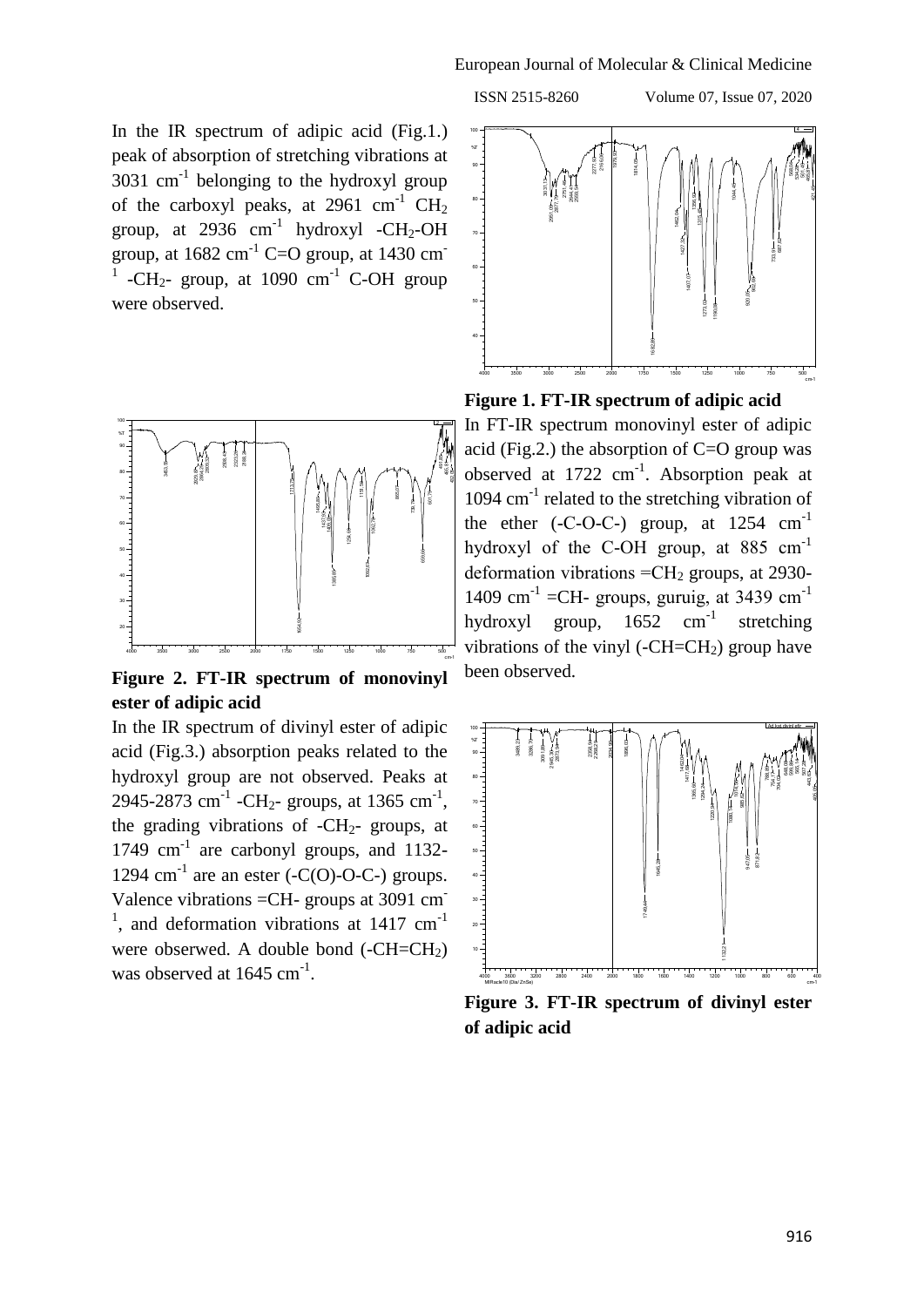In the IR spectrum of adipic acid (Fig.1.) peak of absorption of stretching vibrations at 3031 $cm^{-1}$ belonging to the hydroxyl group of the carboxyl peaks, at 2961 $cm^{-1}$ $CH_2$ group, at 2936 $cm^{-1}$ hydroxyl $-CH_2-OH$ group, at 1682 $cm^{-1}$ C=O group, at 1430 $cm^{-1}$ $-CH_2-$ group, at 1090 $cm^{-1}$ C-OH group were observed.

**Figure 1. FT-IR spectrum of adipic acid**

In FT-IR spectrum monovinyl ester of adipic acid (Fig.2.) the absorption of C=O group was observed at 1722 $cm^{-1}$. Absorption peak at 1094 $cm^{-1}$ related to the stretching vibration of the ether (-C-O-C-) group, at 1254 $cm^{-1}$ hydroxyl of the C-OH group, at 885 $cm^{-1}$ deformation vibrations $=CH_2$ groups, at 2930-1409 $cm^{-1}$ =CH- groups, guruig, at 3439 $cm^{-1}$ hydroxyl group, 1652 $cm^{-1}$ stretching vibrations of the vinyl ($-CH=CH_2$) group have been observed.

**Figure 2. FT-IR spectrum of monovinyl ester of adipic acid**

In the IR spectrum of divinyl ester of adipic acid (Fig.3.) absorption peaks related to the hydroxyl group are not observed. Peaks at 2945-2873 $cm^{-1}$ $-CH_2-$ groups, at 1365 $cm^{-1}$, the grading vibrations of $-CH_2-$ groups, at 1749 $cm^{-1}$ are carbonyl groups, and 1132-1294 $cm^{-1}$ are an ester (-C(O)-O-C-) groups. Valence vibrations =CH- groups at 3091 $cm^{-1}$, and deformation vibrations at 1417 $cm^{-1}$ were obserwed. A double bond ($-CH=CH_2$) was observed at 1645 $cm^{-1}$.

**Figure 3. FT-IR spectrum of divinyl ester of adipic acid**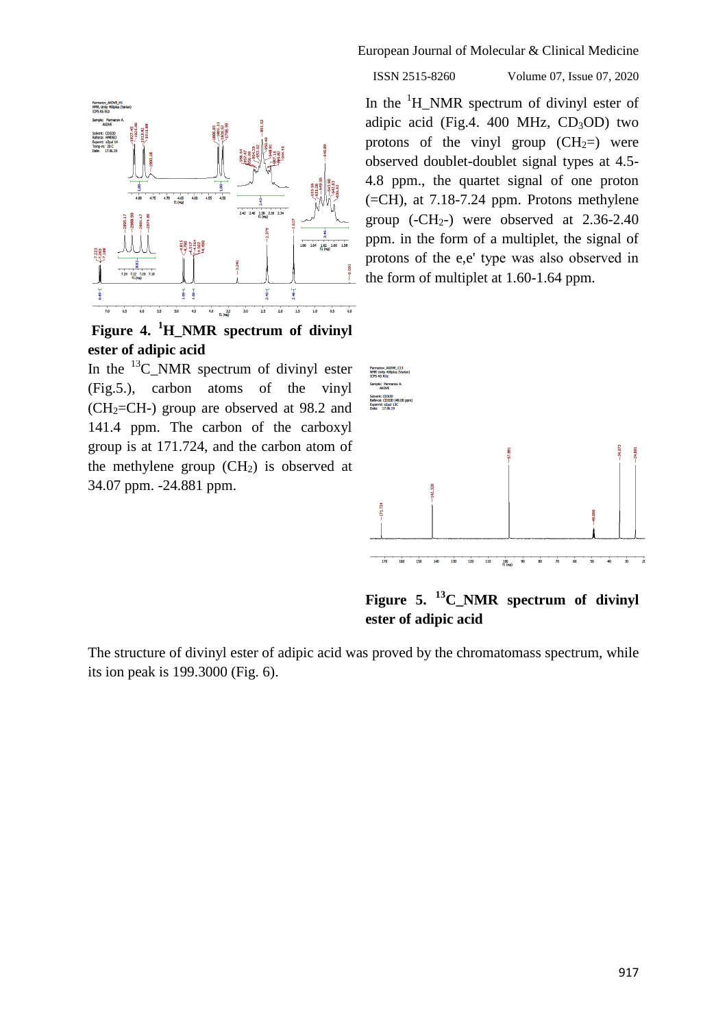In the $^{1}H$_NMR spectrum of divinyl ester of adipic acid (Fig.4. 400 MHz, $CD_3OD$) two protons of the vinyl group ($CH_2$=) were observed doublet-doublet signal types at 4.5-4.8 ppm., the quartet signal of one proton (=CH), at 7.18-7.24 ppm. Protons methylene group (-$CH_2$-) were observed at 2.36-2.40 ppm. in the form of a multiplet, the signal of protons of the e,e' type was also observed in the form of multiplet at 1.60-1.64 ppm.

**Figure 4. $^{1}H$_NMR spectrum of divinyl ester of adipic acid**

In the $^{13}C$_NMR spectrum of divinyl ester (Fig.5.), carbon atoms of the vinyl ($CH_2$=CH-) group are observed at 98.2 and 141.4 ppm. The carbon of the carboxyl group is at 171.724, and the carbon atom of the methylene group ($CH_2$) is observed at 34.07 ppm. -24.881 ppm.

**Figure 5. $^{13}C$_NMR spectrum of divinyl ester of adipic acid**

The structure of divinyl ester of adipic acid was proved by the chromatomass spectrum, while its ion peak is 199.3000 (Fig. 6).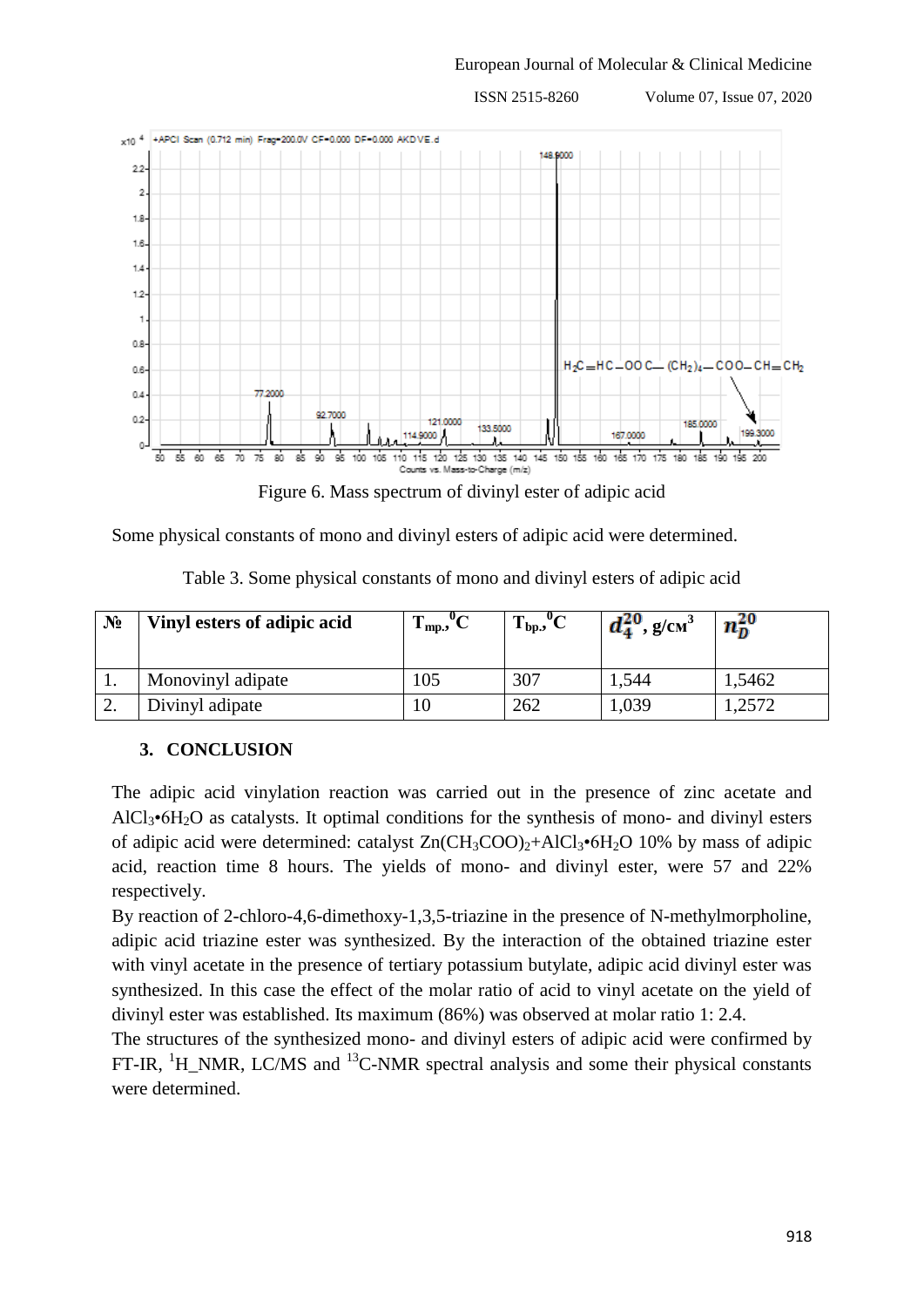Figure 6. Mass spectrum of divinyl ester of adipic acid

Some physical constants of mono and divinyl esters of adipic acid were determined.

Table 3. Some physical constants of mono and divinyl esters of adipic acid

| № | Vinyl esters of adipic acid | $T_{mp.}$, $^0$C | $T_{bp.}$, $^0$C | $d_4^{20}$, g/см$^3$ | $n_D^{20}$ |
|---|---|---|---|---|---|
| 1. | Monovinyl adipate | 105 | 307 | 1,544 | 1,5462 |
| 2. | Divinyl adipate | 10 | 262 | 1,039 | 1,2572 |

## 3. CONCLUSION

The adipic acid vinylation reaction was carried out in the presence of zinc acetate and $AlCl_3{\bullet}6H_2O$ as catalysts. It optimal conditions for the synthesis of mono- and divinyl esters of adipic acid were determined: catalyst $Zn(CH_3COO)_2$+$AlCl_3{\bullet}6H_2O$ 10% by mass of adipic acid, reaction time 8 hours. The yields of mono- and divinyl ester, were 57 and 22% respectively.

By reaction of 2-chloro-4,6-dimethoxy-1,3,5-triazine in the presence of N-methylmorpholine, adipic acid triazine ester was synthesized. By the interaction of the obtained triazine ester with vinyl acetate in the presence of tertiary potassium butylate, adipic acid divinyl ester was synthesized. In this case the effect of the molar ratio of acid to vinyl acetate on the yield of divinyl ester was established. Its maximum (86%) was observed at molar ratio 1: 2.4.

The structures of the synthesized mono- and divinyl esters of adipic acid were confirmed by FT-IR, $^1$H_NMR, LC/MS and $^{13}$C-NMR spectral analysis and some their physical constants were determined.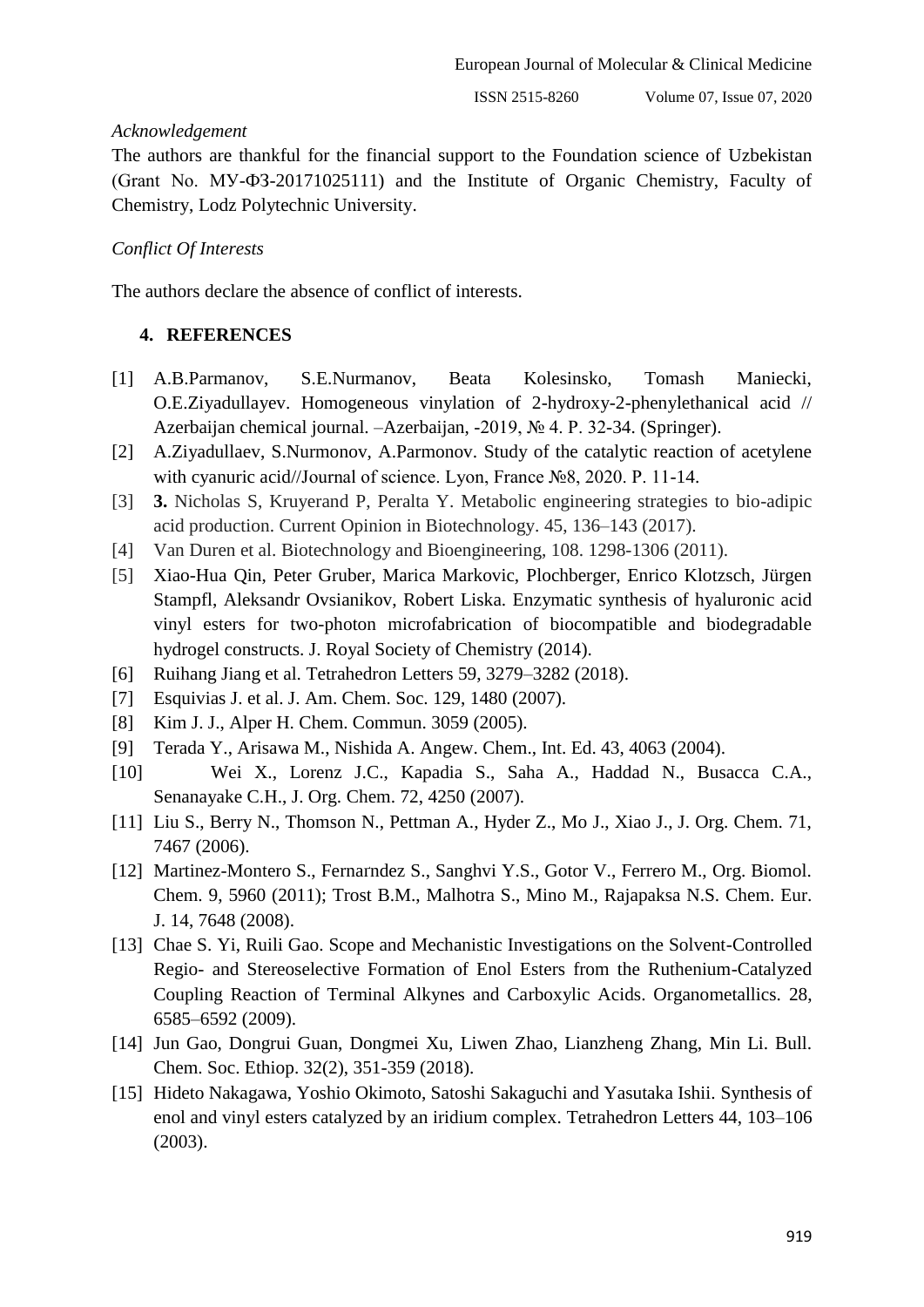*Acknowledgement*

The authors are thankful for the financial support to the Foundation science of Uzbekistan (Grant No. МУ-ФЗ-20171025111) and the Institute of Organic Chemistry, Faculty of Chemistry, Lodz Polytechnic University.

*Conflict Of Interests*

The authors declare the absence of conflict of interests.

## 4. REFERENCES

[1] A.B.Parmanov, S.E.Nurmanov, Beata Kolesinsko, Tomash Maniecki, O.E.Ziyadullayev. Homogeneous vinylation of 2-hydroxy-2-phenylethanical acid // Azerbaijan chemical journal. –Azerbaijan, -2019, № 4. P. 32-34. (Springer).

[2] A.Ziyadullaev, S.Nurmonov, A.Parmonov. Study of the catalytic reaction of acetylene with cyanuric acid//Journal of science. Lyon, France №8, 2020. P. 11-14.

[3] **3.** Nicholas S, Kruyerand P, Peralta Y. Metabolic engineering strategies to bio-adipic acid production. Current Opinion in Biotechnology. 45, 136–143 (2017).

[4] Van Duren et al. Biotechnology and Bioengineering, 108. 1298-1306 (2011).

[5] Xiao-Hua Qin, Peter Gruber, Marica Markovic, Plochberger, Enrico Klotzsch, Jürgen Stampfl, Aleksandr Ovsianikov, Robert Liska. Enzymatic synthesis of hyaluronic acid vinyl esters for two-photon microfabrication of biocompatible and biodegradable hydrogel constructs. J. Royal Society of Chemistry (2014).

[6] Ruihang Jiang et al. Tetrahedron Letters 59, 3279–3282 (2018).

[7] Esquivias J. et al. J. Am. Chem. Soc. 129, 1480 (2007).

[8] Kim J. J., Alper H. Chem. Commun. 3059 (2005).

[9] Terada Y., Arisawa M., Nishida A. Angew. Chem., Int. Ed. 43, 4063 (2004).

[10] Wei X., Lorenz J.C., Kapadia S., Saha A., Haddad N., Busacca C.A., Senanayake C.H., J. Org. Chem. 72, 4250 (2007).

[11] Liu S., Berry N., Thomson N., Pettman A., Hyder Z., Mo J., Xiao J., J. Org. Chem. 71, 7467 (2006).

[12] Martinez-Montero S., Fernarndez S., Sanghvi Y.S., Gotor V., Ferrero M., Org. Biomol. Chem. 9, 5960 (2011); Trost B.M., Malhotra S., Mino M., Rajapaksa N.S. Chem. Eur. J. 14, 7648 (2008).

[13] Chae S. Yi, Ruili Gao. Scope and Mechanistic Investigations on the Solvent-Controlled Regio- and Stereoselective Formation of Enol Esters from the Ruthenium-Catalyzed Coupling Reaction of Terminal Alkynes and Carboxylic Acids. Organometallics. 28, 6585–6592 (2009).

[14] Jun Gao, Dongrui Guan, Dongmei Xu, Liwen Zhao, Lianzheng Zhang, Min Li. Bull. Chem. Soc. Ethiop. 32(2), 351-359 (2018).

[15] Hideto Nakagawa, Yoshio Okimoto, Satoshi Sakaguchi and Yasutaka Ishii. Synthesis of enol and vinyl esters catalyzed by an iridium complex. Tetrahedron Letters 44, 103–106 (2003).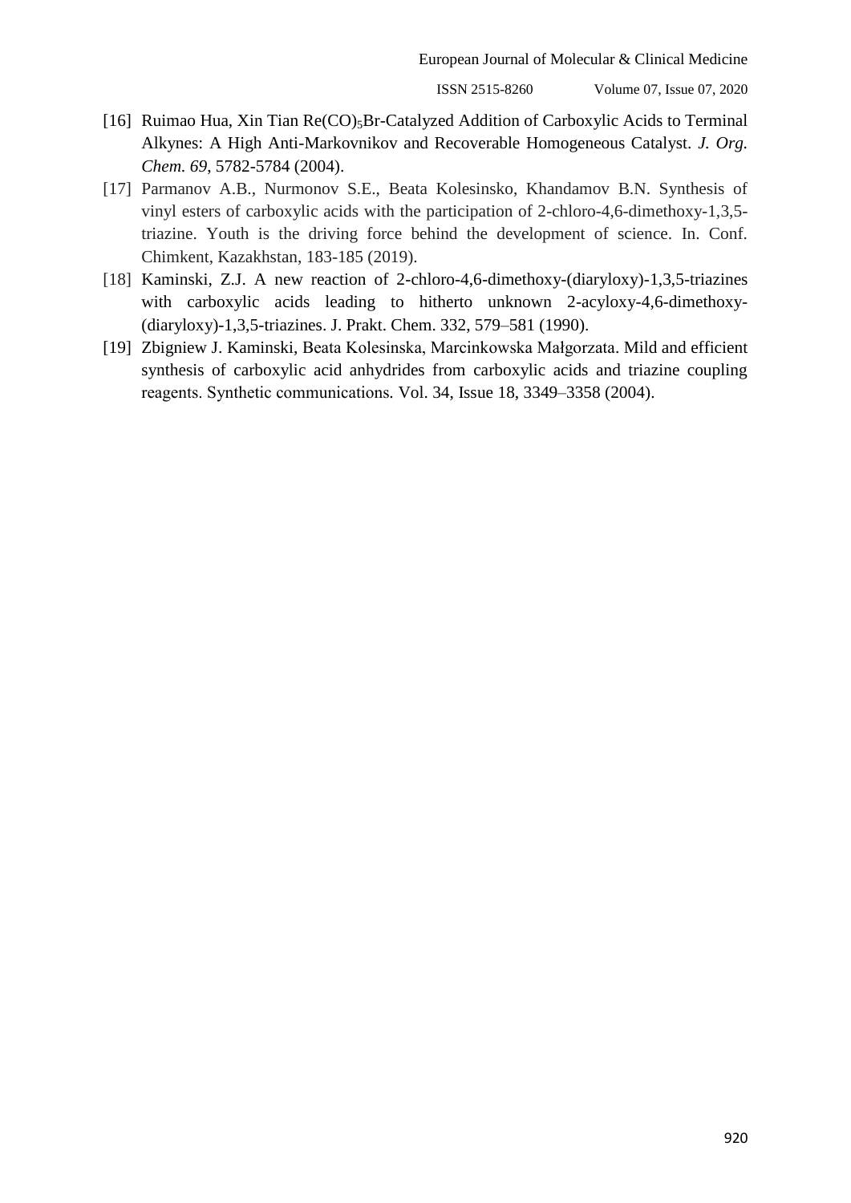- [16] Ruimao Hua, Xin Tian $Re(CO)_5Br$-Catalyzed Addition of Carboxylic Acids to Terminal Alkynes: A High Anti-Markovnikov and Recoverable Homogeneous Catalyst. *J. Org. Chem. 69*, 5782-5784 (2004).
- [17] Parmanov A.B., Nurmonov S.E., Beata Kolesinsko, Khandamov B.N. Synthesis of vinyl esters of carboxylic acids with the participation of 2-chloro-4,6-dimethoxy-1,3,5-triazine. Youth is the driving force behind the development of science. In. Conf. Chimkent, Kazakhstan, 183-185 (2019).
- [18] Kaminski, Z.J. A new reaction of 2-chloro-4,6-dimethoxy-(diaryloxy)-1,3,5-triazines with carboxylic acids leading to hitherto unknown 2-acyloxy-4,6-dimethoxy-(diaryloxy)-1,3,5-triazines. J. Prakt. Chem. 332, 579–581 (1990).
- [19] Zbigniew J. Kaminski, Beata Kolesinska, Marcinkowska Małgorzata. Mild and efficient synthesis of carboxylic acid anhydrides from carboxylic acids and triazine coupling reagents. Synthetic communications. Vol. 34, Issue 18, 3349–3358 (2004).